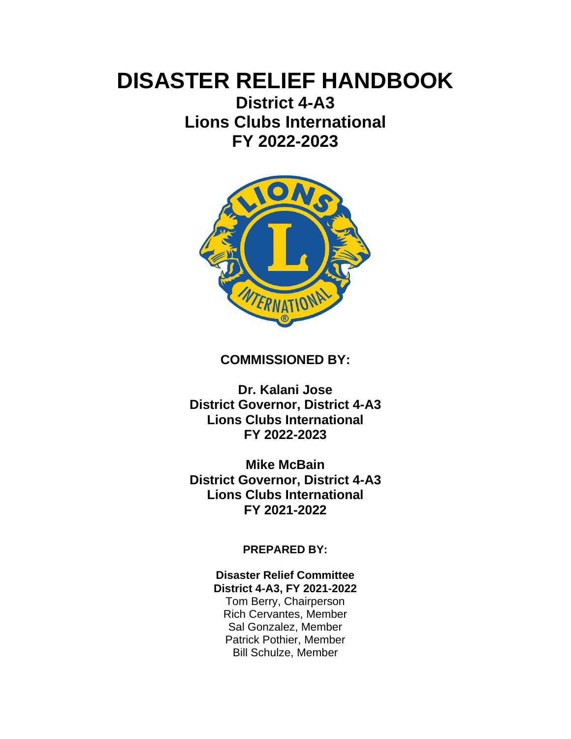# DISASTER RELIEF HANDBOOK

**District 4-A3**
**Lions Clubs International**
**FY 2022-2023**

**COMMISSIONED BY:**

**Dr. Kalani Jose**
**District Governor, District 4-A3**
**Lions Clubs International**
**FY 2022-2023**

**Mike McBain**
**District Governor, District 4-A3**
**Lions Clubs International**
**FY 2021-2022**

**PREPARED BY:**

**Disaster Relief Committee**
**District 4-A3, FY 2021-2022**
Tom Berry, Chairperson
Rich Cervantes, Member
Sal Gonzalez, Member
Patrick Pothier, Member
Bill Schulze, Member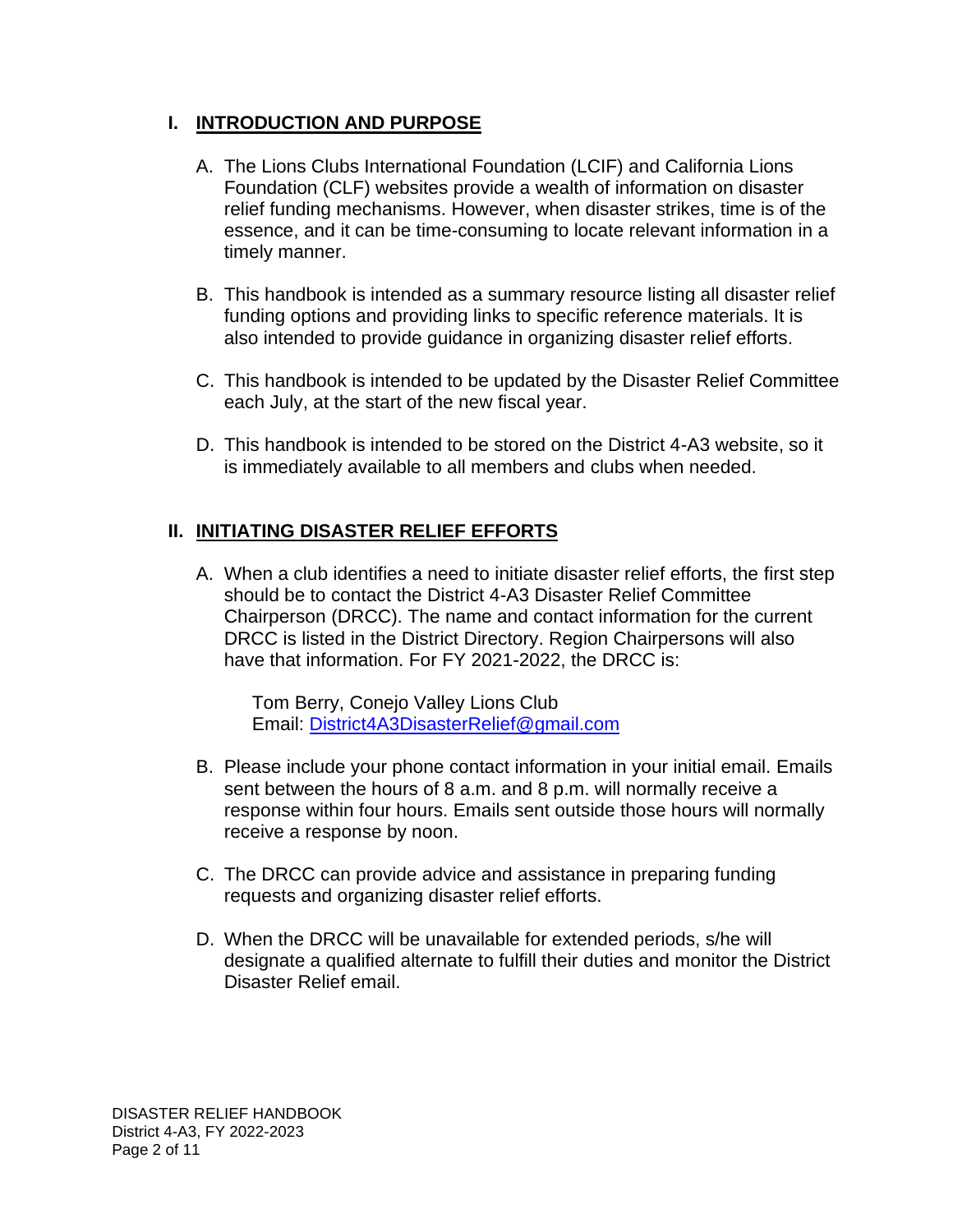## I. INTRODUCTION AND PURPOSE

A. The Lions Clubs International Foundation (LCIF) and California Lions Foundation (CLF) websites provide a wealth of information on disaster relief funding mechanisms. However, when disaster strikes, time is of the essence, and it can be time-consuming to locate relevant information in a timely manner.

B. This handbook is intended as a summary resource listing all disaster relief funding options and providing links to specific reference materials. It is also intended to provide guidance in organizing disaster relief efforts.

C. This handbook is intended to be updated by the Disaster Relief Committee each July, at the start of the new fiscal year.

D. This handbook is intended to be stored on the District 4-A3 website, so it is immediately available to all members and clubs when needed.

## II. INITIATING DISASTER RELIEF EFFORTS

A. When a club identifies a need to initiate disaster relief efforts, the first step should be to contact the District 4-A3 Disaster Relief Committee Chairperson (DRCC). The name and contact information for the current DRCC is listed in the District Directory. Region Chairpersons will also have that information. For FY 2021-2022, the DRCC is:

   Tom Berry, Conejo Valley Lions Club
   Email: District4A3DisasterRelief@gmail.com

B. Please include your phone contact information in your initial email. Emails sent between the hours of 8 a.m. and 8 p.m. will normally receive a response within four hours. Emails sent outside those hours will normally receive a response by noon.

C. The DRCC can provide advice and assistance in preparing funding requests and organizing disaster relief efforts.

D. When the DRCC will be unavailable for extended periods, s/he will designate a qualified alternate to fulfill their duties and monitor the District Disaster Relief email.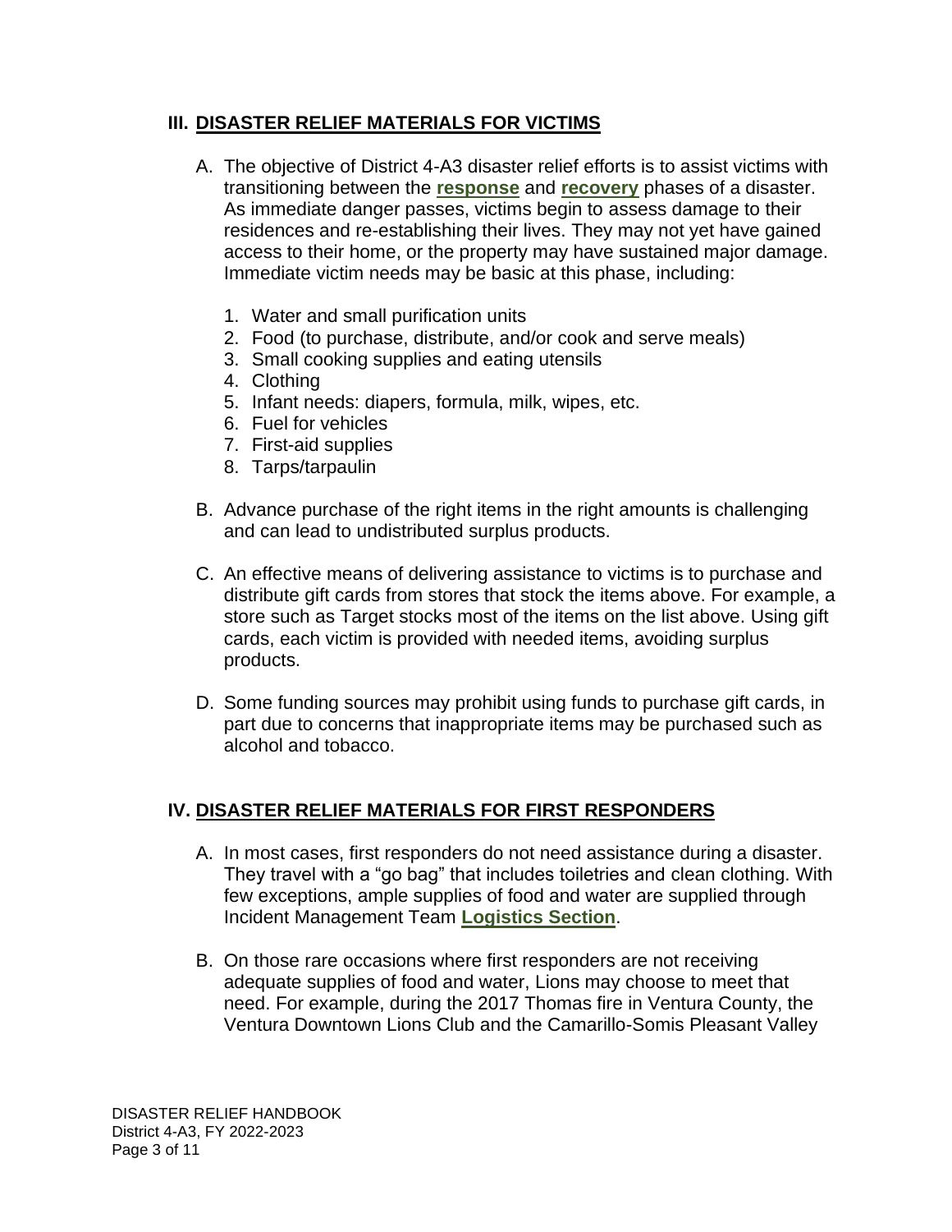## III. DISASTER RELIEF MATERIALS FOR VICTIMS

A. The objective of District 4-A3 disaster relief efforts is to assist victims with transitioning between the **response** and **recovery** phases of a disaster. As immediate danger passes, victims begin to assess damage to their residences and re-establishing their lives. They may not yet have gained access to their home, or the property may have sustained major damage. Immediate victim needs may be basic at this phase, including:

   1. Water and small purification units
   2. Food (to purchase, distribute, and/or cook and serve meals)
   3. Small cooking supplies and eating utensils
   4. Clothing
   5. Infant needs: diapers, formula, milk, wipes, etc.
   6. Fuel for vehicles
   7. First-aid supplies
   8. Tarps/tarpaulin

B. Advance purchase of the right items in the right amounts is challenging and can lead to undistributed surplus products.

C. An effective means of delivering assistance to victims is to purchase and distribute gift cards from stores that stock the items above. For example, a store such as Target stocks most of the items on the list above. Using gift cards, each victim is provided with needed items, avoiding surplus products.

D. Some funding sources may prohibit using funds to purchase gift cards, in part due to concerns that inappropriate items may be purchased such as alcohol and tobacco.

## IV. DISASTER RELIEF MATERIALS FOR FIRST RESPONDERS

A. In most cases, first responders do not need assistance during a disaster. They travel with a "go bag" that includes toiletries and clean clothing. With few exceptions, ample supplies of food and water are supplied through Incident Management Team **Logistics Section**.

B. On those rare occasions where first responders are not receiving adequate supplies of food and water, Lions may choose to meet that need. For example, during the 2017 Thomas fire in Ventura County, the Ventura Downtown Lions Club and the Camarillo-Somis Pleasant Valley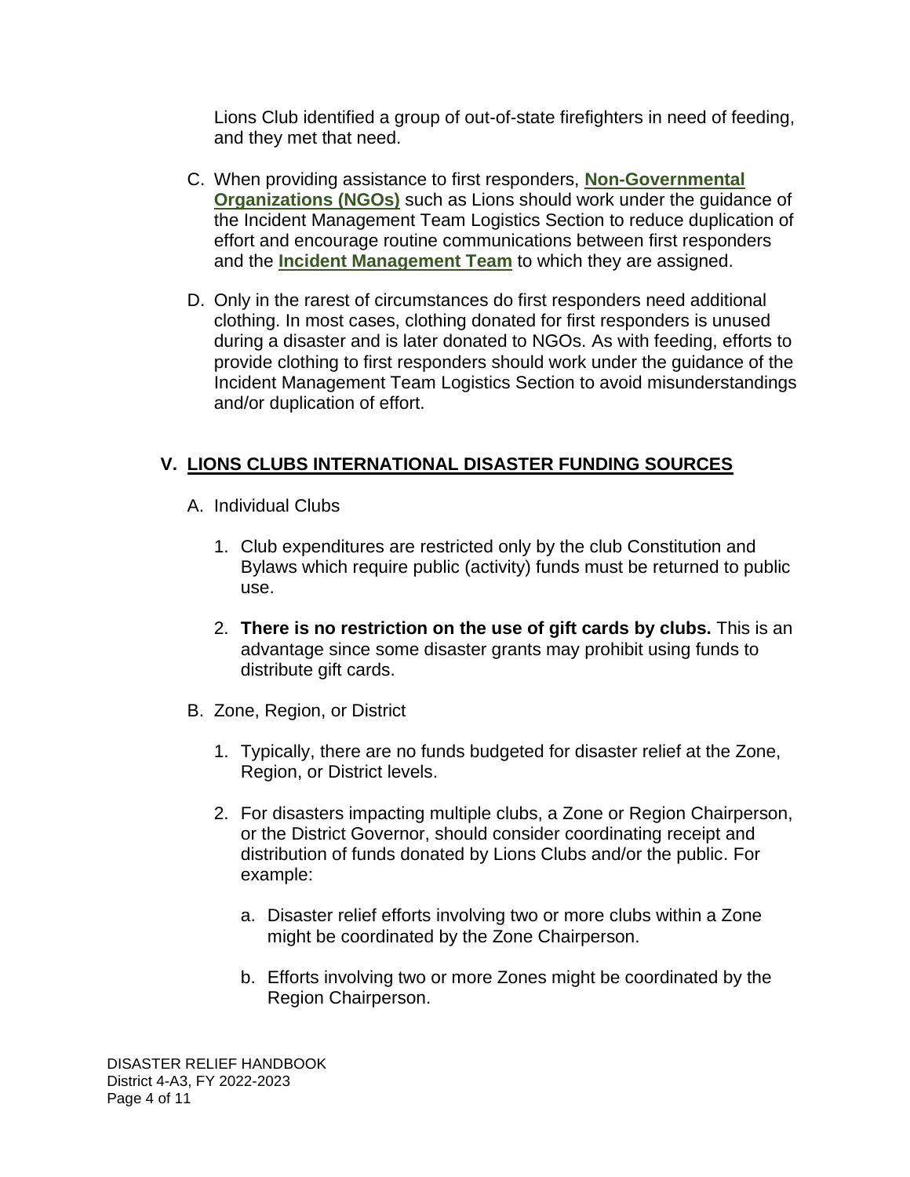Lions Club identified a group of out-of-state firefighters in need of feeding, and they met that need.

C. When providing assistance to first responders, **Non-Governmental Organizations (NGOs)** such as Lions should work under the guidance of the Incident Management Team Logistics Section to reduce duplication of effort and encourage routine communications between first responders and the **Incident Management Team** to which they are assigned.

D. Only in the rarest of circumstances do first responders need additional clothing. In most cases, clothing donated for first responders is unused during a disaster and is later donated to NGOs. As with feeding, efforts to provide clothing to first responders should work under the guidance of the Incident Management Team Logistics Section to avoid misunderstandings and/or duplication of effort.

## V. LIONS CLUBS INTERNATIONAL DISASTER FUNDING SOURCES

A. Individual Clubs

1. Club expenditures are restricted only by the club Constitution and Bylaws which require public (activity) funds must be returned to public use.

2. **There is no restriction on the use of gift cards by clubs.** This is an advantage since some disaster grants may prohibit using funds to distribute gift cards.

B. Zone, Region, or District

1. Typically, there are no funds budgeted for disaster relief at the Zone, Region, or District levels.

2. For disasters impacting multiple clubs, a Zone or Region Chairperson, or the District Governor, should consider coordinating receipt and distribution of funds donated by Lions Clubs and/or the public. For example:

   a. Disaster relief efforts involving two or more clubs within a Zone might be coordinated by the Zone Chairperson.

   b. Efforts involving two or more Zones might be coordinated by the Region Chairperson.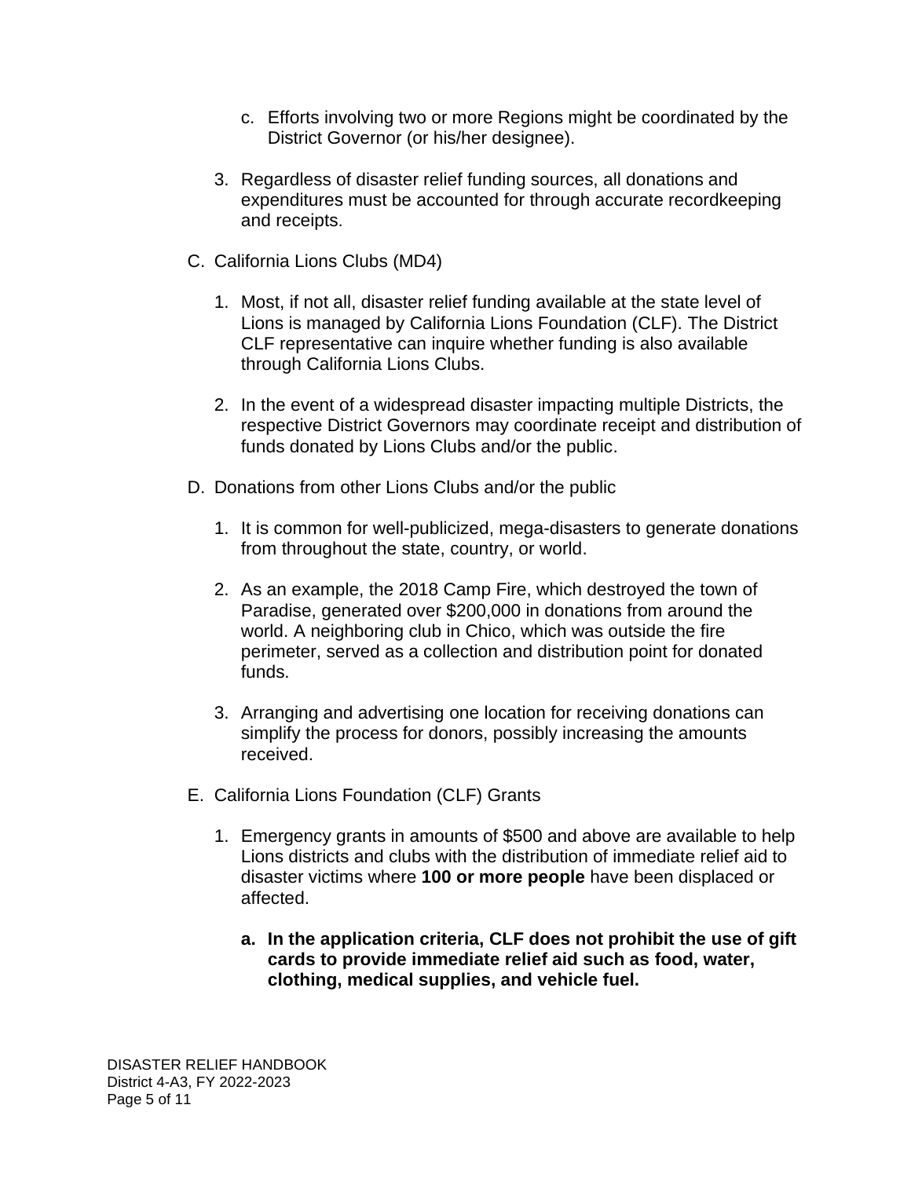c. Efforts involving two or more Regions might be coordinated by the District Governor (or his/her designee).

3. Regardless of disaster relief funding sources, all donations and expenditures must be accounted for through accurate recordkeeping and receipts.

C. California Lions Clubs (MD4)

1. Most, if not all, disaster relief funding available at the state level of Lions is managed by California Lions Foundation (CLF). The District CLF representative can inquire whether funding is also available through California Lions Clubs.

2. In the event of a widespread disaster impacting multiple Districts, the respective District Governors may coordinate receipt and distribution of funds donated by Lions Clubs and/or the public.

D. Donations from other Lions Clubs and/or the public

1. It is common for well-publicized, mega-disasters to generate donations from throughout the state, country, or world.

2. As an example, the 2018 Camp Fire, which destroyed the town of Paradise, generated over $200,000 in donations from around the world. A neighboring club in Chico, which was outside the fire perimeter, served as a collection and distribution point for donated funds.

3. Arranging and advertising one location for receiving donations can simplify the process for donors, possibly increasing the amounts received.

E. California Lions Foundation (CLF) Grants

1. Emergency grants in amounts of $500 and above are available to help Lions districts and clubs with the distribution of immediate relief aid to disaster victims where **100 or more people** have been displaced or affected.

   **a. In the application criteria, CLF does not prohibit the use of gift cards to provide immediate relief aid such as food, water, clothing, medical supplies, and vehicle fuel.**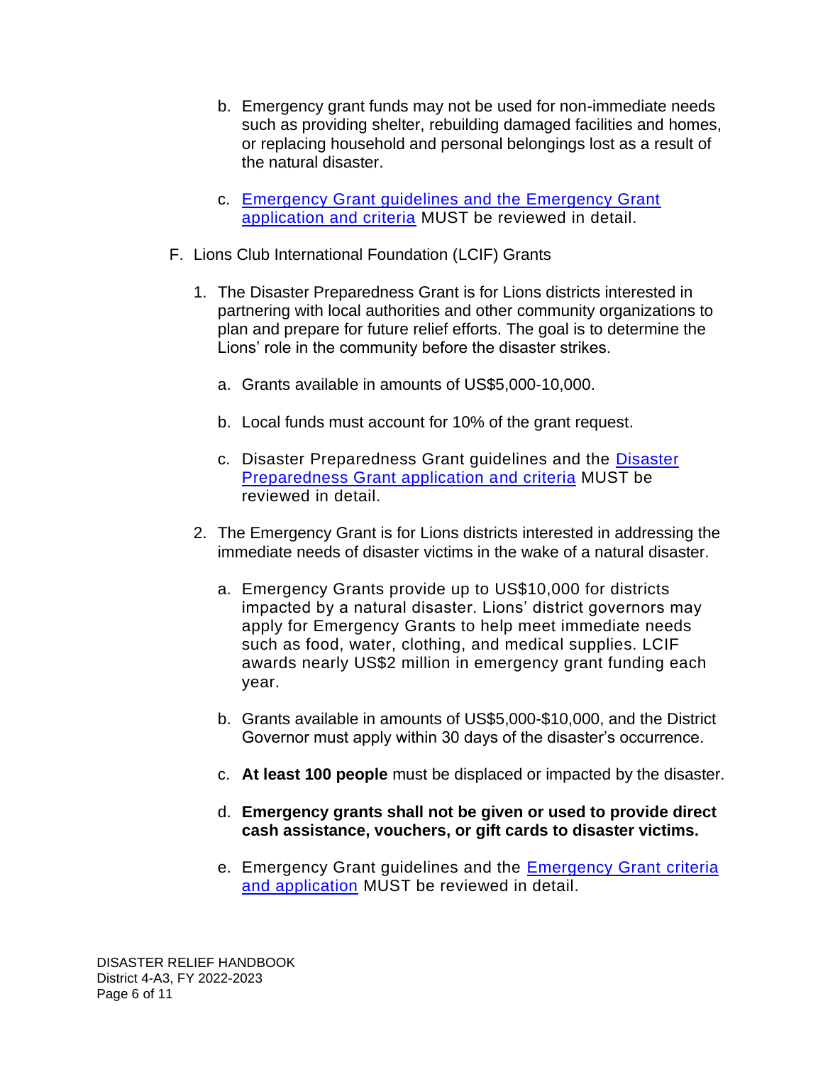b. Emergency grant funds may not be used for non-immediate needs such as providing shelter, rebuilding damaged facilities and homes, or replacing household and personal belongings lost as a result of the natural disaster.

c. Emergency Grant guidelines and the Emergency Grant application and criteria MUST be reviewed in detail.

F. Lions Club International Foundation (LCIF) Grants

1. The Disaster Preparedness Grant is for Lions districts interested in partnering with local authorities and other community organizations to plan and prepare for future relief efforts. The goal is to determine the Lions' role in the community before the disaster strikes.

   a. Grants available in amounts of US$5,000-10,000.

   b. Local funds must account for 10% of the grant request.

   c. Disaster Preparedness Grant guidelines and the Disaster Preparedness Grant application and criteria MUST be reviewed in detail.

2. The Emergency Grant is for Lions districts interested in addressing the immediate needs of disaster victims in the wake of a natural disaster.

   a. Emergency Grants provide up to US$10,000 for districts impacted by a natural disaster. Lions' district governors may apply for Emergency Grants to help meet immediate needs such as food, water, clothing, and medical supplies. LCIF awards nearly US$2 million in emergency grant funding each year.

   b. Grants available in amounts of US$5,000-$10,000, and the District Governor must apply within 30 days of the disaster's occurrence.

   c. **At least 100 people** must be displaced or impacted by the disaster.

   d. **Emergency grants shall not be given or used to provide direct cash assistance, vouchers, or gift cards to disaster victims.**

   e. Emergency Grant guidelines and the Emergency Grant criteria and application MUST be reviewed in detail.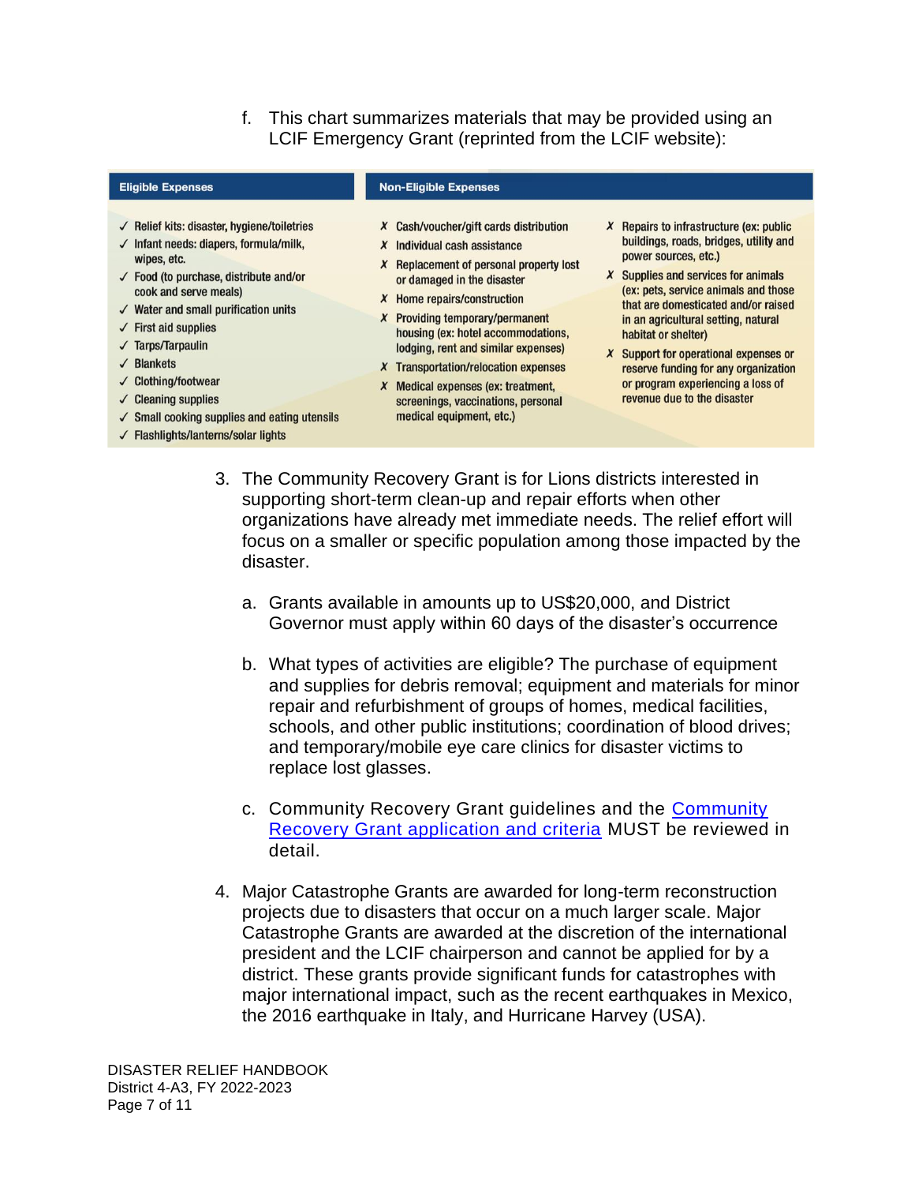f. This chart summarizes materials that may be provided using an LCIF Emergency Grant (reprinted from the LCIF website):

| Eligible Expenses | Non-Eligible Expenses | |
|---|---|---|
| ✓ Relief kits: disaster, hygiene/toiletries<br>✓ Infant needs: diapers, formula/milk, wipes, etc.<br>✓ Food (to purchase, distribute and/or cook and serve meals)<br>✓ Water and small purification units<br>✓ First aid supplies<br>✓ Tarps/Tarpaulin<br>✓ Blankets<br>✓ Clothing/footwear<br>✓ Cleaning supplies<br>✓ Small cooking supplies and eating utensils<br>✓ Flashlights/lanterns/solar lights | ✗ Cash/voucher/gift cards distribution<br>✗ Individual cash assistance<br>✗ Replacement of personal property lost or damaged in the disaster<br>✗ Home repairs/construction<br>✗ Providing temporary/permanent housing (ex: hotel accommodations, lodging, rent and similar expenses)<br>✗ Transportation/relocation expenses<br>✗ Medical expenses (ex: treatment, screenings, vaccinations, personal medical equipment, etc.) | ✗ Repairs to infrastructure (ex: public buildings, roads, bridges, utility and power sources, etc.)<br>✗ Supplies and services for animals (ex: pets, service animals and those that are domesticated and/or raised in an agricultural setting, natural habitat or shelter)<br>✗ Support for operational expenses or reserve funding for any organization or program experiencing a loss of revenue due to the disaster |

3. The Community Recovery Grant is for Lions districts interested in supporting short-term clean-up and repair efforts when other organizations have already met immediate needs. The relief effort will focus on a smaller or specific population among those impacted by the disaster.

   a. Grants available in amounts up to US$20,000, and District Governor must apply within 60 days of the disaster's occurrence

   b. What types of activities are eligible? The purchase of equipment and supplies for debris removal; equipment and materials for minor repair and refurbishment of groups of homes, medical facilities, schools, and other public institutions; coordination of blood drives; and temporary/mobile eye care clinics for disaster victims to replace lost glasses.

   c. Community Recovery Grant guidelines and the Community Recovery Grant application and criteria MUST be reviewed in detail.

4. Major Catastrophe Grants are awarded for long-term reconstruction projects due to disasters that occur on a much larger scale. Major Catastrophe Grants are awarded at the discretion of the international president and the LCIF chairperson and cannot be applied for by a district. These grants provide significant funds for catastrophes with major international impact, such as the recent earthquakes in Mexico, the 2016 earthquake in Italy, and Hurricane Harvey (USA).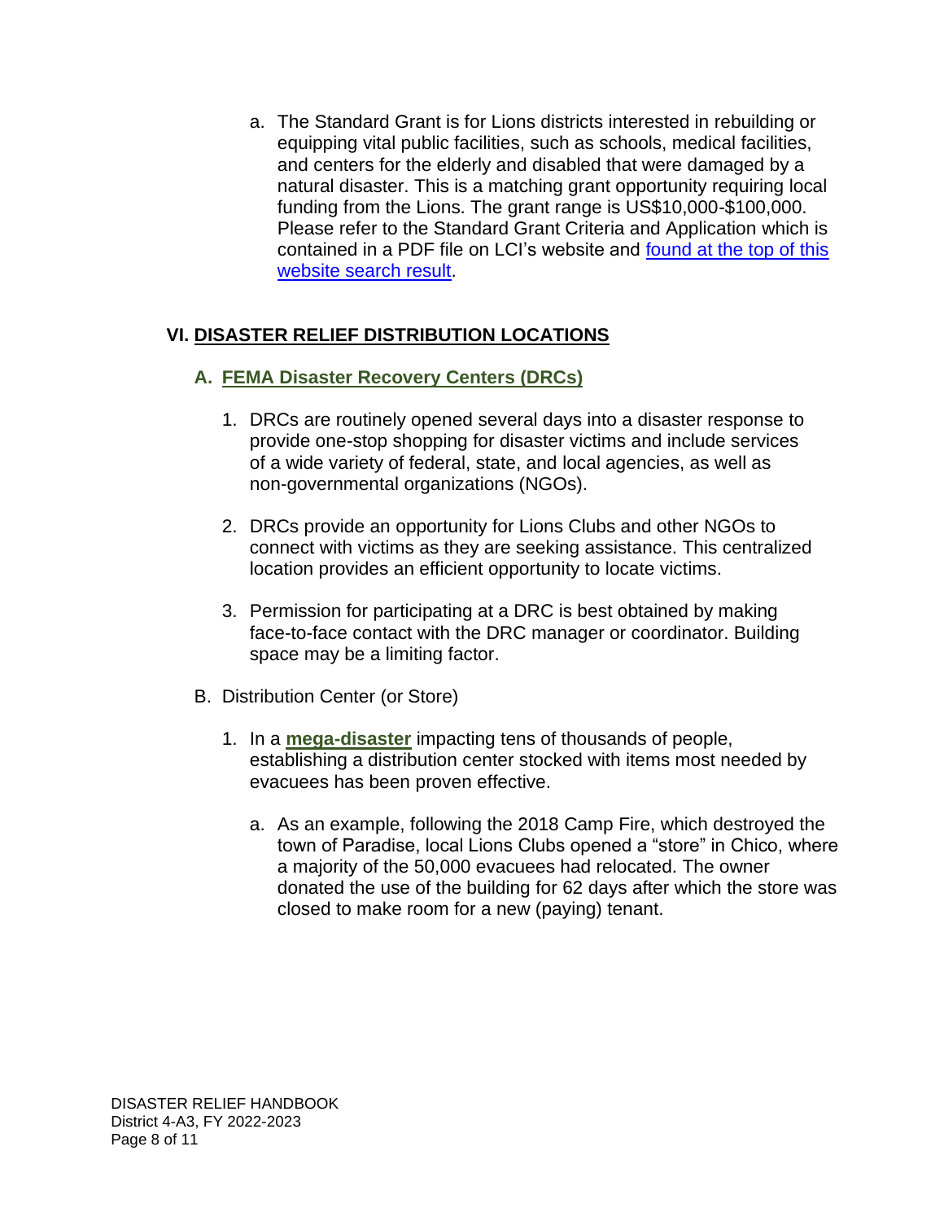a. The Standard Grant is for Lions districts interested in rebuilding or equipping vital public facilities, such as schools, medical facilities, and centers for the elderly and disabled that were damaged by a natural disaster. This is a matching grant opportunity requiring local funding from the Lions. The grant range is US$10,000-$100,000. Please refer to the Standard Grant Criteria and Application which is contained in a PDF file on LCI's website and found at the top of this website search result.

## VI. DISASTER RELIEF DISTRIBUTION LOCATIONS

### A. FEMA Disaster Recovery Centers (DRCs)

1. DRCs are routinely opened several days into a disaster response to provide one-stop shopping for disaster victims and include services of a wide variety of federal, state, and local agencies, as well as non-governmental organizations (NGOs).

2. DRCs provide an opportunity for Lions Clubs and other NGOs to connect with victims as they are seeking assistance. This centralized location provides an efficient opportunity to locate victims.

3. Permission for participating at a DRC is best obtained by making face-to-face contact with the DRC manager or coordinator. Building space may be a limiting factor.

### B. Distribution Center (or Store)

1. In a **mega-disaster** impacting tens of thousands of people, establishing a distribution center stocked with items most needed by evacuees has been proven effective.

   a. As an example, following the 2018 Camp Fire, which destroyed the town of Paradise, local Lions Clubs opened a "store" in Chico, where a majority of the 50,000 evacuees had relocated. The owner donated the use of the building for 62 days after which the store was closed to make room for a new (paying) tenant.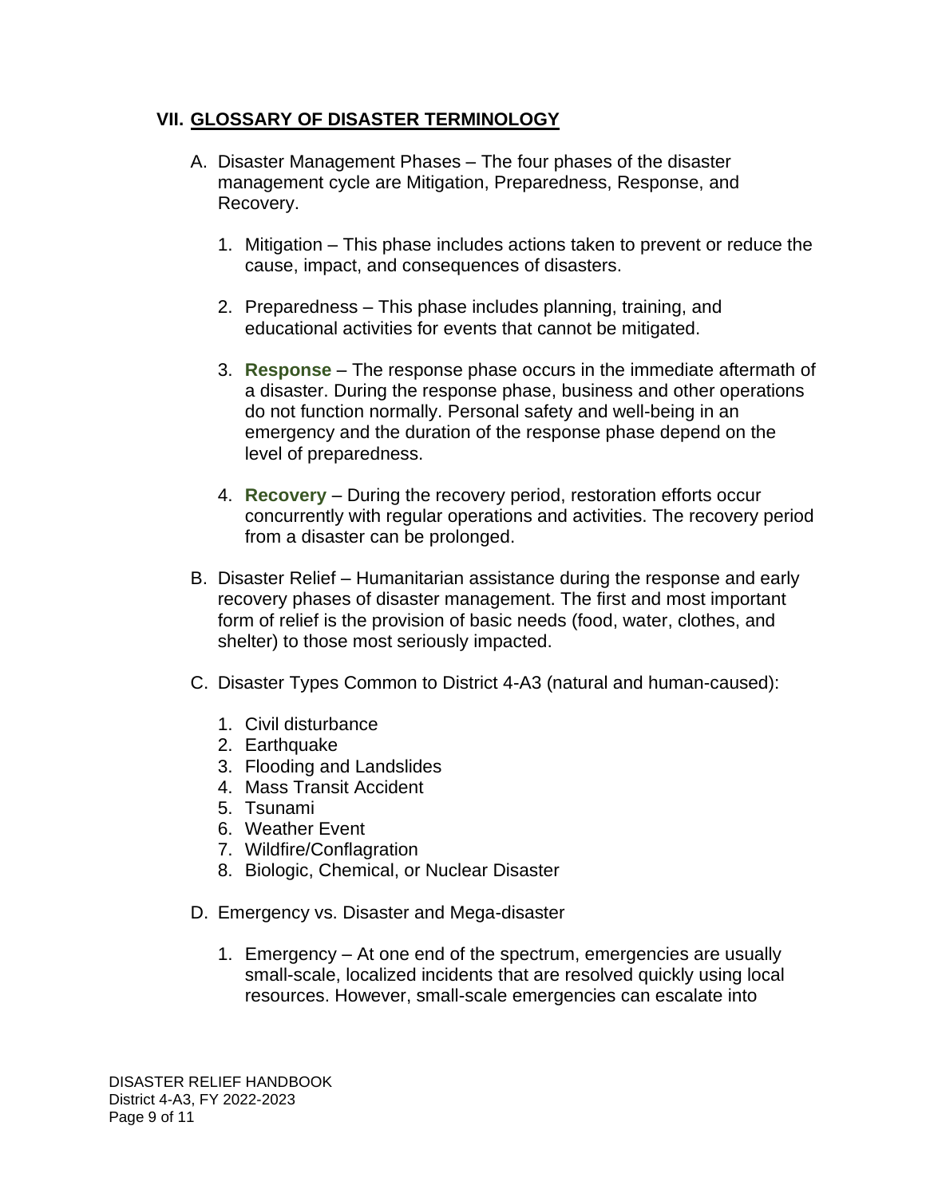## VII. GLOSSARY OF DISASTER TERMINOLOGY

A. Disaster Management Phases – The four phases of the disaster management cycle are Mitigation, Preparedness, Response, and Recovery.

   1. Mitigation – This phase includes actions taken to prevent or reduce the cause, impact, and consequences of disasters.

   2. Preparedness – This phase includes planning, training, and educational activities for events that cannot be mitigated.

   3. **Response** – The response phase occurs in the immediate aftermath of a disaster. During the response phase, business and other operations do not function normally. Personal safety and well-being in an emergency and the duration of the response phase depend on the level of preparedness.

   4. **Recovery** – During the recovery period, restoration efforts occur concurrently with regular operations and activities. The recovery period from a disaster can be prolonged.

B. Disaster Relief – Humanitarian assistance during the response and early recovery phases of disaster management. The first and most important form of relief is the provision of basic needs (food, water, clothes, and shelter) to those most seriously impacted.

C. Disaster Types Common to District 4-A3 (natural and human-caused):

   1. Civil disturbance
   2. Earthquake
   3. Flooding and Landslides
   4. Mass Transit Accident
   5. Tsunami
   6. Weather Event
   7. Wildfire/Conflagration
   8. Biologic, Chemical, or Nuclear Disaster

D. Emergency vs. Disaster and Mega-disaster

   1. Emergency – At one end of the spectrum, emergencies are usually small-scale, localized incidents that are resolved quickly using local resources. However, small-scale emergencies can escalate into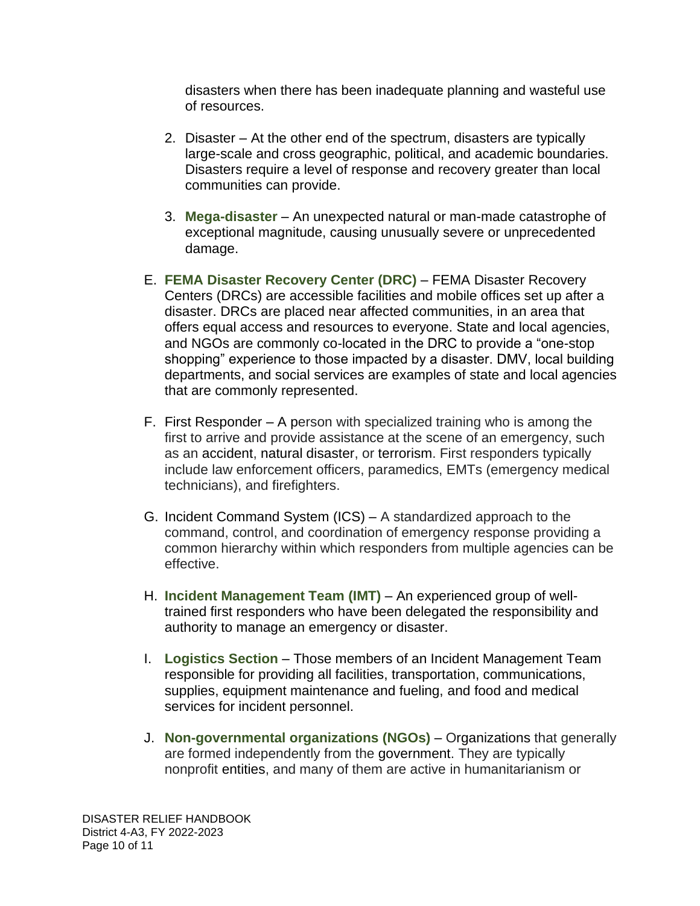disasters when there has been inadequate planning and wasteful use of resources.

2. Disaster – At the other end of the spectrum, disasters are typically large-scale and cross geographic, political, and academic boundaries. Disasters require a level of response and recovery greater than local communities can provide.

3. **Mega-disaster** – An unexpected natural or man-made catastrophe of exceptional magnitude, causing unusually severe or unprecedented damage.

E. **FEMA Disaster Recovery Center (DRC)** – FEMA Disaster Recovery Centers (DRCs) are accessible facilities and mobile offices set up after a disaster. DRCs are placed near affected communities, in an area that offers equal access and resources to everyone. State and local agencies, and NGOs are commonly co-located in the DRC to provide a "one-stop shopping" experience to those impacted by a disaster. DMV, local building departments, and social services are examples of state and local agencies that are commonly represented.

F. First Responder – A person with specialized training who is among the first to arrive and provide assistance at the scene of an emergency, such as an accident, natural disaster, or terrorism. First responders typically include law enforcement officers, paramedics, EMTs (emergency medical technicians), and firefighters.

G. Incident Command System (ICS) – A standardized approach to the command, control, and coordination of emergency response providing a common hierarchy within which responders from multiple agencies can be effective.

H. **Incident Management Team (IMT)** – An experienced group of well-trained first responders who have been delegated the responsibility and authority to manage an emergency or disaster.

I. **Logistics Section** – Those members of an Incident Management Team responsible for providing all facilities, transportation, communications, supplies, equipment maintenance and fueling, and food and medical services for incident personnel.

J. **Non-governmental organizations (NGOs)** – Organizations that generally are formed independently from the government. They are typically nonprofit entities, and many of them are active in humanitarianism or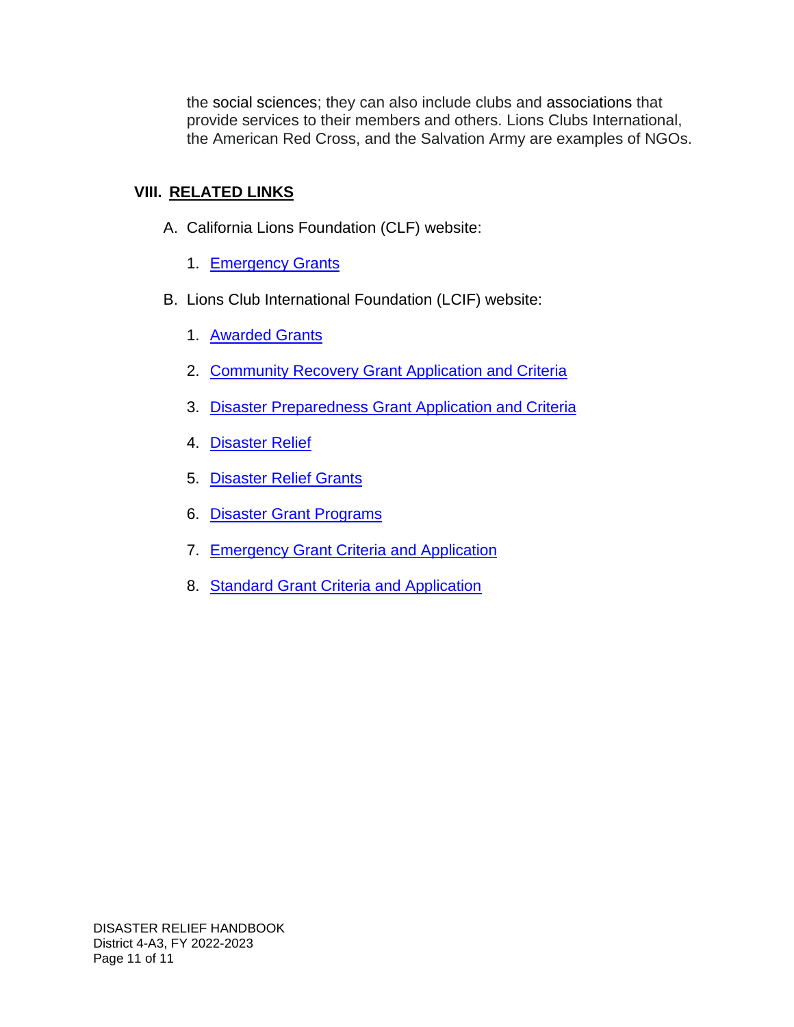the social sciences; they can also include clubs and associations that provide services to their members and others. Lions Clubs International, the American Red Cross, and the Salvation Army are examples of NGOs.

## VIII. RELATED LINKS

A. California Lions Foundation (CLF) website:

1. Emergency Grants

B. Lions Club International Foundation (LCIF) website:

1. Awarded Grants
2. Community Recovery Grant Application and Criteria
3. Disaster Preparedness Grant Application and Criteria
4. Disaster Relief
5. Disaster Relief Grants
6. Disaster Grant Programs
7. Emergency Grant Criteria and Application
8. Standard Grant Criteria and Application